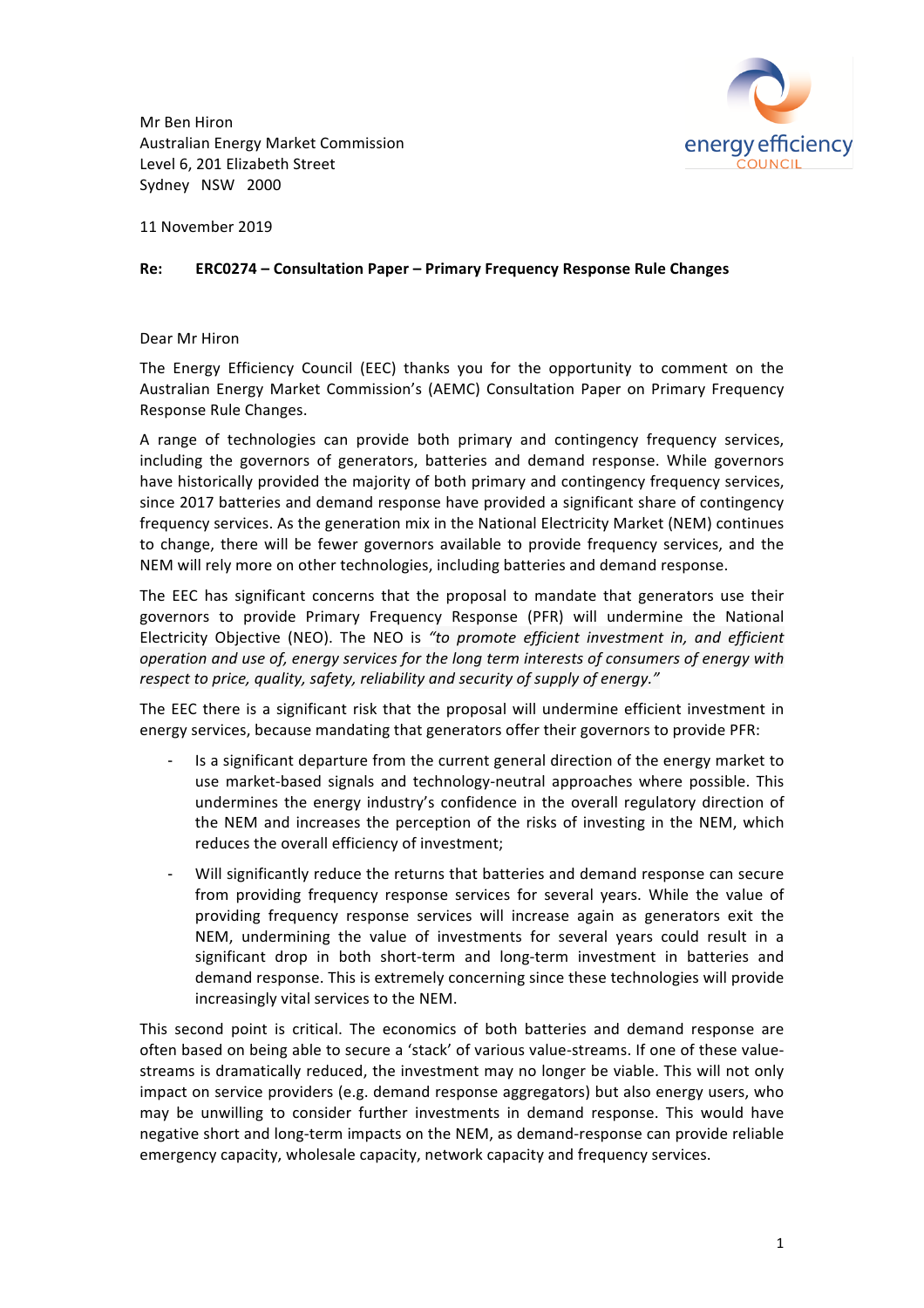Mr Ben Hiron
Australian Energy Market Commission
Level 6, 201 Elizabeth Street
Sydney NSW 2000

11 November 2019

**Re: ERC0274 – Consultation Paper – Primary Frequency Response Rule Changes**

Dear Mr Hiron

The Energy Efficiency Council (EEC) thanks you for the opportunity to comment on the Australian Energy Market Commission's (AEMC) Consultation Paper on Primary Frequency Response Rule Changes.

A range of technologies can provide both primary and contingency frequency services, including the governors of generators, batteries and demand response. While governors have historically provided the majority of both primary and contingency frequency services, since 2017 batteries and demand response have provided a significant share of contingency frequency services. As the generation mix in the National Electricity Market (NEM) continues to change, there will be fewer governors available to provide frequency services, and the NEM will rely more on other technologies, including batteries and demand response.

The EEC has significant concerns that the proposal to mandate that generators use their governors to provide Primary Frequency Response (PFR) will undermine the National Electricity Objective (NEO). The NEO is *"to promote efficient investment in, and efficient operation and use of, energy services for the long term interests of consumers of energy with respect to price, quality, safety, reliability and security of supply of energy."*

The EEC there is a significant risk that the proposal will undermine efficient investment in energy services, because mandating that generators offer their governors to provide PFR:

- Is a significant departure from the current general direction of the energy market to use market-based signals and technology-neutral approaches where possible. This undermines the energy industry's confidence in the overall regulatory direction of the NEM and increases the perception of the risks of investing in the NEM, which reduces the overall efficiency of investment;
- Will significantly reduce the returns that batteries and demand response can secure from providing frequency response services for several years. While the value of providing frequency response services will increase again as generators exit the NEM, undermining the value of investments for several years could result in a significant drop in both short-term and long-term investment in batteries and demand response. This is extremely concerning since these technologies will provide increasingly vital services to the NEM.

This second point is critical. The economics of both batteries and demand response are often based on being able to secure a 'stack' of various value-streams. If one of these value-streams is dramatically reduced, the investment may no longer be viable. This will not only impact on service providers (e.g. demand response aggregators) but also energy users, who may be unwilling to consider further investments in demand response. This would have negative short and long-term impacts on the NEM, as demand-response can provide reliable emergency capacity, wholesale capacity, network capacity and frequency services.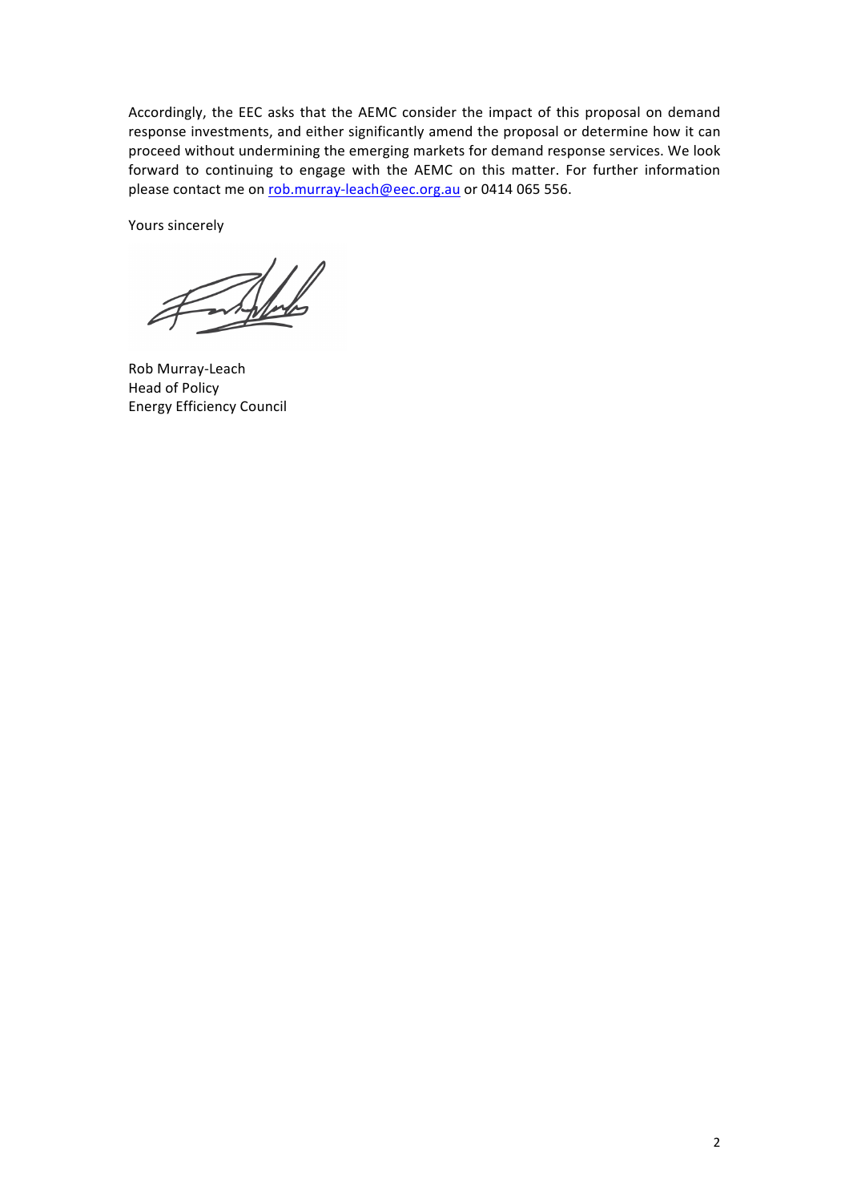Accordingly, the EEC asks that the AEMC consider the impact of this proposal on demand response investments, and either significantly amend the proposal or determine how it can proceed without undermining the emerging markets for demand response services. We look forward to continuing to engage with the AEMC on this matter. For further information please contact me on rob.murray-leach@eec.org.au or 0414 065 556.

Yours sincerely

Rob Murray-Leach
Head of Policy
Energy Efficiency Council